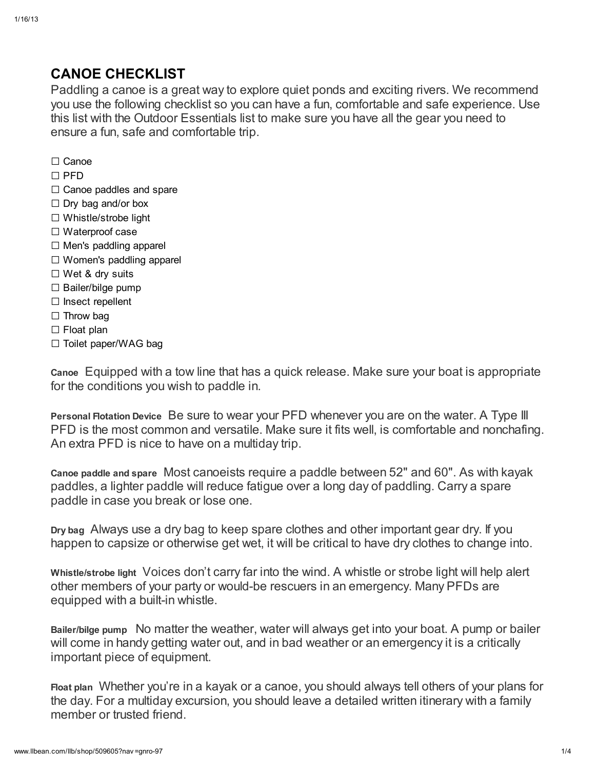## CANOE CHECKLIST

Paddling a canoe is a great way to explore quiet ponds and exciting rivers. We recommend you use the following checklist so you can have a fun, comfortable and safe experience. Use this list with the Outdoor Essentials list to make sure you have all the gear you need to ensure a fun, safe and comfortable trip.

- ☐ Canoe
- ☐ PFD
- ☐ Canoe paddles and spare
- ☐ Dry bag and/or box
- ☐ Whistle/strobe light
- ☐ Waterproof case
- ☐ Men's paddling apparel
- ☐ Women's paddling apparel
- ☐ Wet & dry suits
- ☐ Bailer/bilge pump
- ☐ Insect repellent
- ☐ Throw bag
- ☐ Float plan
- ☐ Toilet paper/WAG bag

**Canoe** Equipped with a tow line that has a quick release. Make sure your boat is appropriate for the conditions you wish to paddle in.

**Personal Flotation Device** Be sure to wear your PFD whenever you are on the water. A Type III PFD is the most common and versatile. Make sure it fits well, is comfortable and nonchafing. An extra PFD is nice to have on a multiday trip.

**Canoe paddle and spare** Most canoeists require a paddle between 52" and 60". As with kayak paddles, a lighter paddle will reduce fatigue over a long day of paddling. Carry a spare paddle in case you break or lose one.

**Dry bag** Always use a dry bag to keep spare clothes and other important gear dry. If you happen to capsize or otherwise get wet, it will be critical to have dry clothes to change into.

**Whistle/strobe light** Voices don't carry far into the wind. A whistle or strobe light will help alert other members of your party or would-be rescuers in an emergency. Many PFDs are equipped with a built-in whistle.

**Bailer/bilge pump** No matter the weather, water will always get into your boat. A pump or bailer will come in handy getting water out, and in bad weather or an emergency it is a critically important piece of equipment.

**Float plan** Whether you're in a kayak or a canoe, you should always tell others of your plans for the day. For a multiday excursion, you should leave a detailed written itinerary with a family member or trusted friend.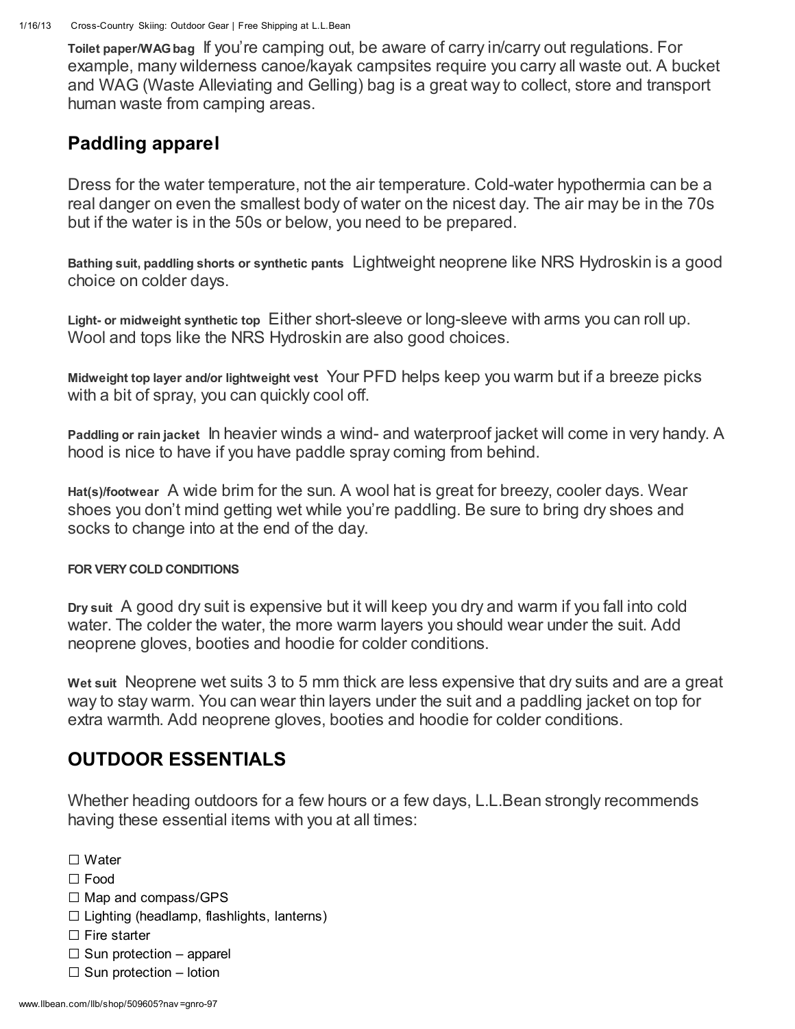**Toilet paper/WAG bag** If you're camping out, be aware of carry in/carry out regulations. For example, many wilderness canoe/kayak campsites require you carry all waste out. A bucket and WAG (Waste Alleviating and Gelling) bag is a great way to collect, store and transport human waste from camping areas.

## Paddling apparel

Dress for the water temperature, not the air temperature. Cold-water hypothermia can be a real danger on even the smallest body of water on the nicest day. The air may be in the 70s but if the water is in the 50s or below, you need to be prepared.

**Bathing suit, paddling shorts or synthetic pants** Lightweight neoprene like NRS Hydroskin is a good choice on colder days.

**Light- or midweight synthetic top** Either short-sleeve or long-sleeve with arms you can roll up. Wool and tops like the NRS Hydroskin are also good choices.

**Midweight top layer and/or lightweight vest** Your PFD helps keep you warm but if a breeze picks with a bit of spray, you can quickly cool off.

**Paddling or rain jacket** In heavier winds a wind- and waterproof jacket will come in very handy. A hood is nice to have if you have paddle spray coming from behind.

**Hat(s)/footwear** A wide brim for the sun. A wool hat is great for breezy, cooler days. Wear shoes you don't mind getting wet while you're paddling. Be sure to bring dry shoes and socks to change into at the end of the day.

**FOR VERY COLD CONDITIONS**

**Dry suit** A good dry suit is expensive but it will keep you dry and warm if you fall into cold water. The colder the water, the more warm layers you should wear under the suit. Add neoprene gloves, booties and hoodie for colder conditions.

**Wet suit** Neoprene wet suits 3 to 5 mm thick are less expensive that dry suits and are a great way to stay warm. You can wear thin layers under the suit and a paddling jacket on top for extra warmth. Add neoprene gloves, booties and hoodie for colder conditions.

## OUTDOOR ESSENTIALS

Whether heading outdoors for a few hours or a few days, L.L.Bean strongly recommends having these essential items with you at all times:

- ☐ Water
- ☐ Food
- ☐ Map and compass/GPS
- ☐ Lighting (headlamp, flashlights, lanterns)
- ☐ Fire starter
- ☐ Sun protection – apparel
- ☐ Sun protection – lotion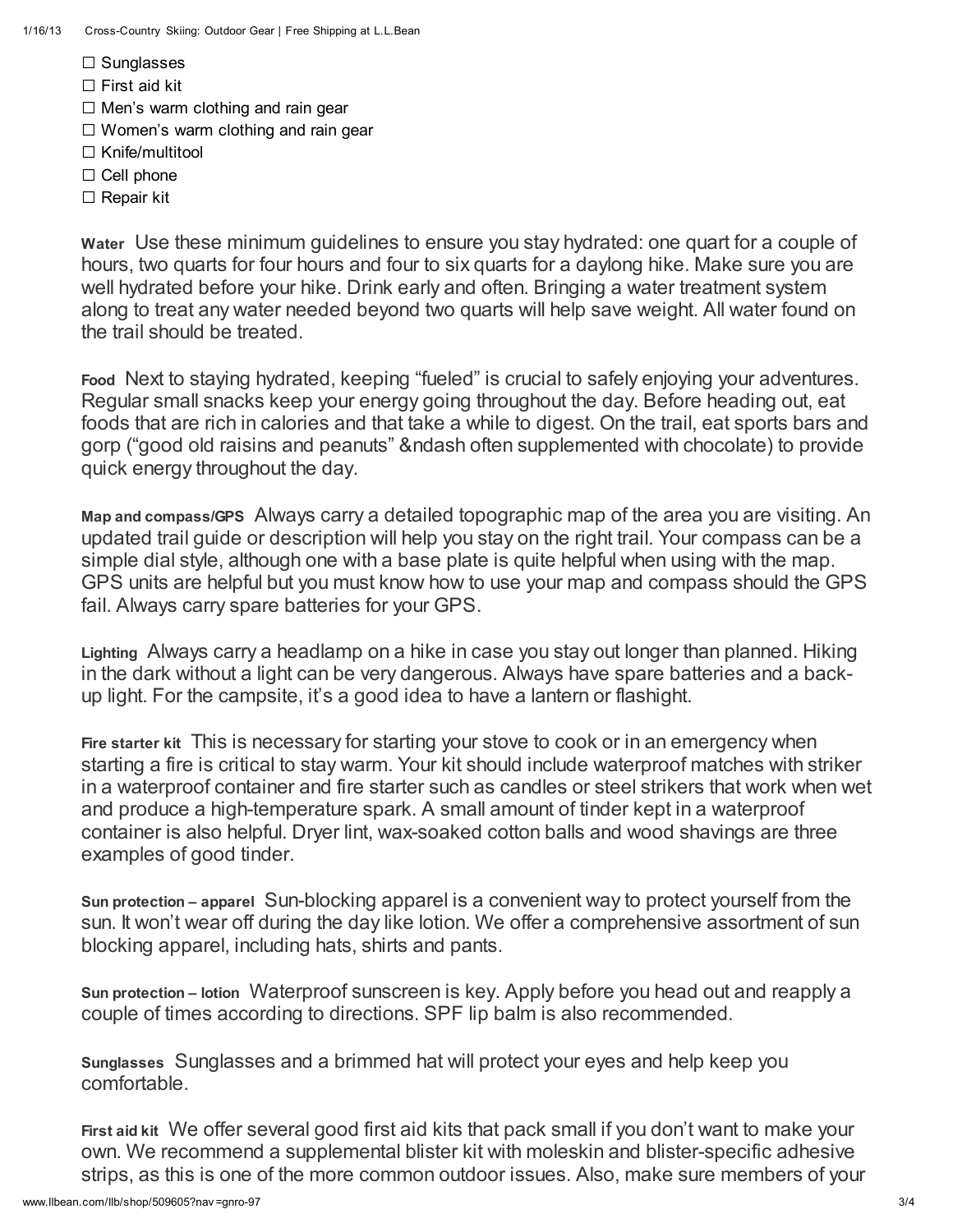- ☐ Sunglasses
- ☐ First aid kit
- ☐ Men's warm clothing and rain gear
- ☐ Women's warm clothing and rain gear
- ☐ Knife/multitool
- ☐ Cell phone
- ☐ Repair kit

**Water** Use these minimum guidelines to ensure you stay hydrated: one quart for a couple of hours, two quarts for four hours and four to six quarts for a daylong hike. Make sure you are well hydrated before your hike. Drink early and often. Bringing a water treatment system along to treat any water needed beyond two quarts will help save weight. All water found on the trail should be treated.

**Food** Next to staying hydrated, keeping "fueled" is crucial to safely enjoying your adventures. Regular small snacks keep your energy going throughout the day. Before heading out, eat foods that are rich in calories and that take a while to digest. On the trail, eat sports bars and gorp ("good old raisins and peanuts" &ndash often supplemented with chocolate) to provide quick energy throughout the day.

**Map and compass/GPS** Always carry a detailed topographic map of the area you are visiting. An updated trail guide or description will help you stay on the right trail. Your compass can be a simple dial style, although one with a base plate is quite helpful when using with the map. GPS units are helpful but you must know how to use your map and compass should the GPS fail. Always carry spare batteries for your GPS.

**Lighting** Always carry a headlamp on a hike in case you stay out longer than planned. Hiking in the dark without a light can be very dangerous. Always have spare batteries and a back-up light. For the campsite, it's a good idea to have a lantern or flashight.

**Fire starter kit** This is necessary for starting your stove to cook or in an emergency when starting a fire is critical to stay warm. Your kit should include waterproof matches with striker in a waterproof container and fire starter such as candles or steel strikers that work when wet and produce a high-temperature spark. A small amount of tinder kept in a waterproof container is also helpful. Dryer lint, wax-soaked cotton balls and wood shavings are three examples of good tinder.

**Sun protection – apparel** Sun-blocking apparel is a convenient way to protect yourself from the sun. It won't wear off during the day like lotion. We offer a comprehensive assortment of sun blocking apparel, including hats, shirts and pants.

**Sun protection – lotion** Waterproof sunscreen is key. Apply before you head out and reapply a couple of times according to directions. SPF lip balm is also recommended.

**Sunglasses** Sunglasses and a brimmed hat will protect your eyes and help keep you comfortable.

**First aid kit** We offer several good first aid kits that pack small if you don't want to make your own. We recommend a supplemental blister kit with moleskin and blister-specific adhesive strips, as this is one of the more common outdoor issues. Also, make sure members of your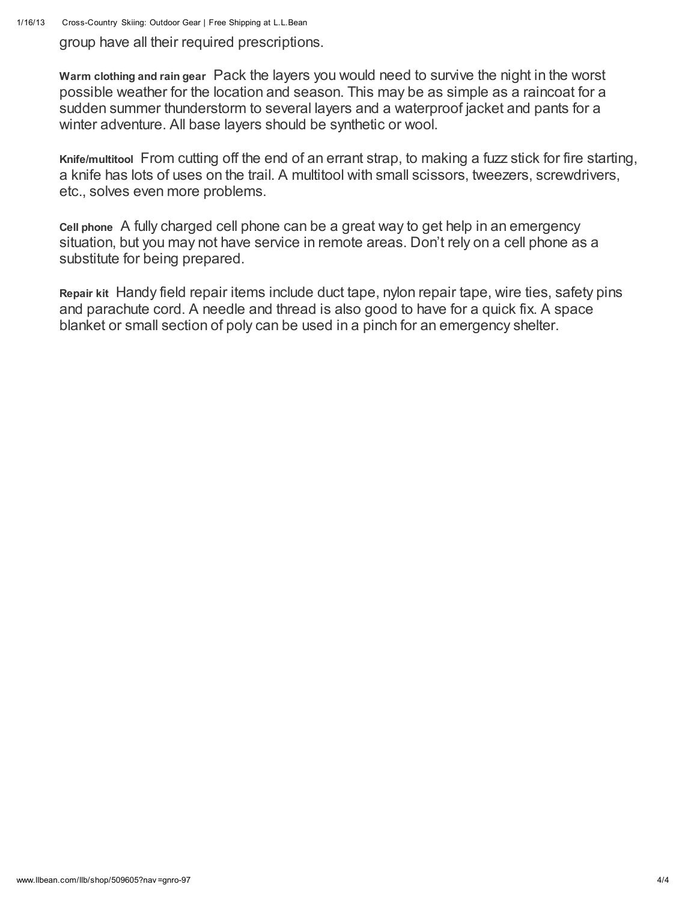group have all their required prescriptions.

**Warm clothing and rain gear** Pack the layers you would need to survive the night in the worst possible weather for the location and season. This may be as simple as a raincoat for a sudden summer thunderstorm to several layers and a waterproof jacket and pants for a winter adventure. All base layers should be synthetic or wool.

**Knife/multitool** From cutting off the end of an errant strap, to making a fuzz stick for fire starting, a knife has lots of uses on the trail. A multitool with small scissors, tweezers, screwdrivers, etc., solves even more problems.

**Cell phone** A fully charged cell phone can be a great way to get help in an emergency situation, but you may not have service in remote areas. Don't rely on a cell phone as a substitute for being prepared.

**Repair kit** Handy field repair items include duct tape, nylon repair tape, wire ties, safety pins and parachute cord. A needle and thread is also good to have for a quick fix. A space blanket or small section of poly can be used in a pinch for an emergency shelter.